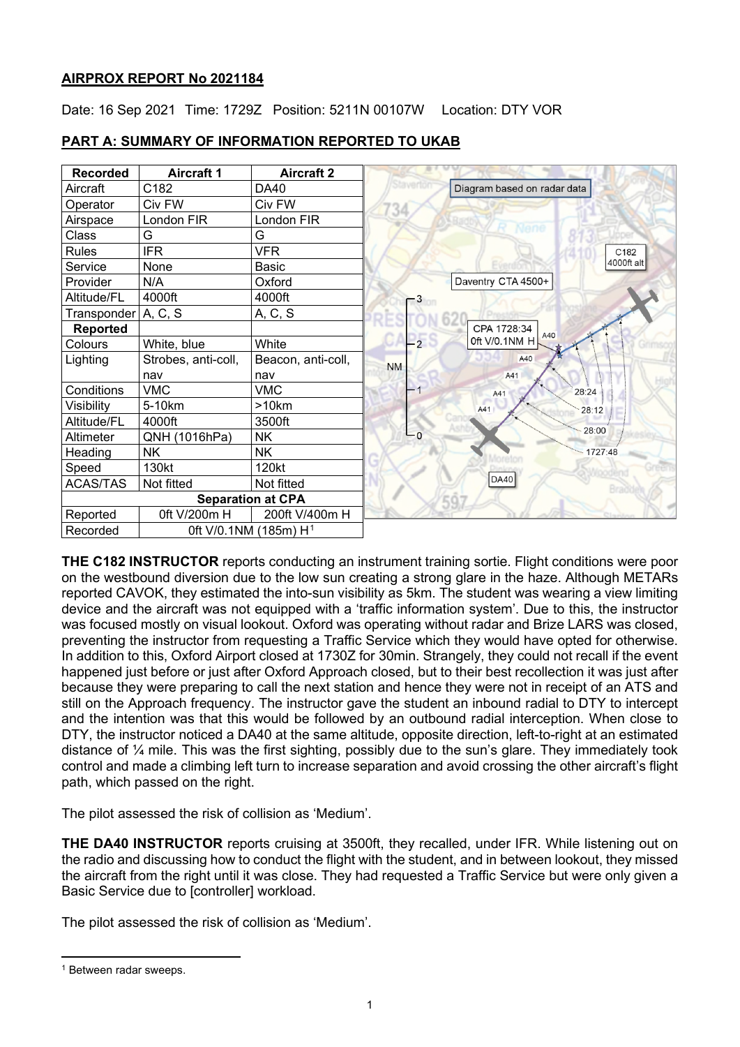**AIRPROX REPORT No 2021184**

Date: 16 Sep 2021 Time: 1729Z Position: 5211N 00107W Location: DTY VOR

## PART A: SUMMARY OF INFORMATION REPORTED TO UKAB

| Recorded | Aircraft 1 | Aircraft 2 |
|---|---|---|
| Aircraft | C182 | DA40 |
| Operator | Civ FW | Civ FW |
| Airspace | London FIR | London FIR |
| Class | G | G |
| Rules | IFR | VFR |
| Service | None | Basic |
| Provider | N/A | Oxford |
| Altitude/FL | 4000ft | 4000ft |
| Transponder | A, C, S | A, C, S |
| **Reported** | | |
| Colours | White, blue | White |
| Lighting | Strobes, anti-coll, nav | Beacon, anti-coll, nav |
| Conditions | VMC | VMC |
| Visibility | 5-10km | >10km |
| Altitude/FL | 4000ft | 3500ft |
| Altimeter | QNH (1016hPa) | NK |
| Heading | NK | NK |
| Speed | 130kt | 120kt |
| ACAS/TAS | Not fitted | Not fitted |
| **Separation at CPA** | | |
| Reported | 0ft V/200m H | 200ft V/400m H |
| Recorded | 0ft V/0.1NM (185m) H[1] | |

**THE C182 INSTRUCTOR** reports conducting an instrument training sortie. Flight conditions were poor on the westbound diversion due to the low sun creating a strong glare in the haze. Although METARs reported CAVOK, they estimated the into-sun visibility as 5km. The student was wearing a view limiting device and the aircraft was not equipped with a 'traffic information system'. Due to this, the instructor was focused mostly on visual lookout. Oxford was operating without radar and Brize LARS was closed, preventing the instructor from requesting a Traffic Service which they would have opted for otherwise. In addition to this, Oxford Airport closed at 1730Z for 30min. Strangely, they could not recall if the event happened just before or just after Oxford Approach closed, but to their best recollection it was just after because they were preparing to call the next station and hence they were not in receipt of an ATS and still on the Approach frequency. The instructor gave the student an inbound radial to DTY to intercept and the intention was that this would be followed by an outbound radial interception. When close to DTY, the instructor noticed a DA40 at the same altitude, opposite direction, left-to-right at an estimated distance of ¼ mile. This was the first sighting, possibly due to the sun's glare. They immediately took control and made a climbing left turn to increase separation and avoid crossing the other aircraft's flight path, which passed on the right.

The pilot assessed the risk of collision as 'Medium'.

**THE DA40 INSTRUCTOR** reports cruising at 3500ft, they recalled, under IFR. While listening out on the radio and discussing how to conduct the flight with the student, and in between lookout, they missed the aircraft from the right until it was close. They had requested a Traffic Service but were only given a Basic Service due to [controller] workload.

The pilot assessed the risk of collision as 'Medium'.

[1] Between radar sweeps.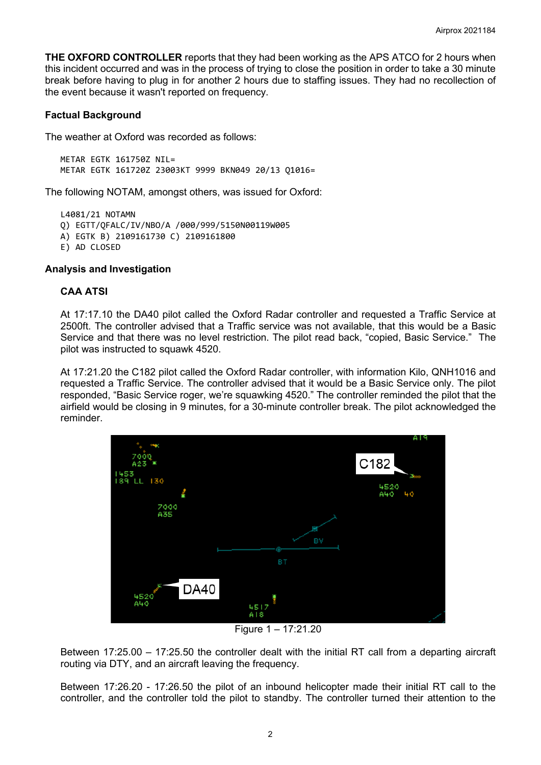**THE OXFORD CONTROLLER** reports that they had been working as the APS ATCO for 2 hours when this incident occurred and was in the process of trying to close the position in order to take a 30 minute break before having to plug in for another 2 hours due to staffing issues. They had no recollection of the event because it wasn't reported on frequency.

### Factual Background

The weather at Oxford was recorded as follows:

```
METAR EGTK 161750Z NIL=
METAR EGTK 161720Z 23003KT 9999 BKN049 20/13 Q1016=
```

The following NOTAM, amongst others, was issued for Oxford:

```
L4081/21 NOTAMN
Q) EGTT/QFALC/IV/NBO/A /000/999/5150N00119W005
A) EGTK B) 2109161730 C) 2109161800
E) AD CLOSED
```

### Analysis and Investigation

#### CAA ATSI

At 17:17.10 the DA40 pilot called the Oxford Radar controller and requested a Traffic Service at 2500ft. The controller advised that a Traffic service was not available, that this would be a Basic Service and that there was no level restriction. The pilot read back, "copied, Basic Service." The pilot was instructed to squawk 4520.

At 17:21.20 the C182 pilot called the Oxford Radar controller, with information Kilo, QNH1016 and requested a Traffic Service. The controller advised that it would be a Basic Service only. The pilot responded, "Basic Service roger, we're squawking 4520." The controller reminded the pilot that the airfield would be closing in 9 minutes, for a 30-minute controller break. The pilot acknowledged the reminder.

Figure 1 – 17:21.20

Between 17:25.00 – 17:25.50 the controller dealt with the initial RT call from a departing aircraft routing via DTY, and an aircraft leaving the frequency.

Between 17:26.20 - 17:26.50 the pilot of an inbound helicopter made their initial RT call to the controller, and the controller told the pilot to standby. The controller turned their attention to the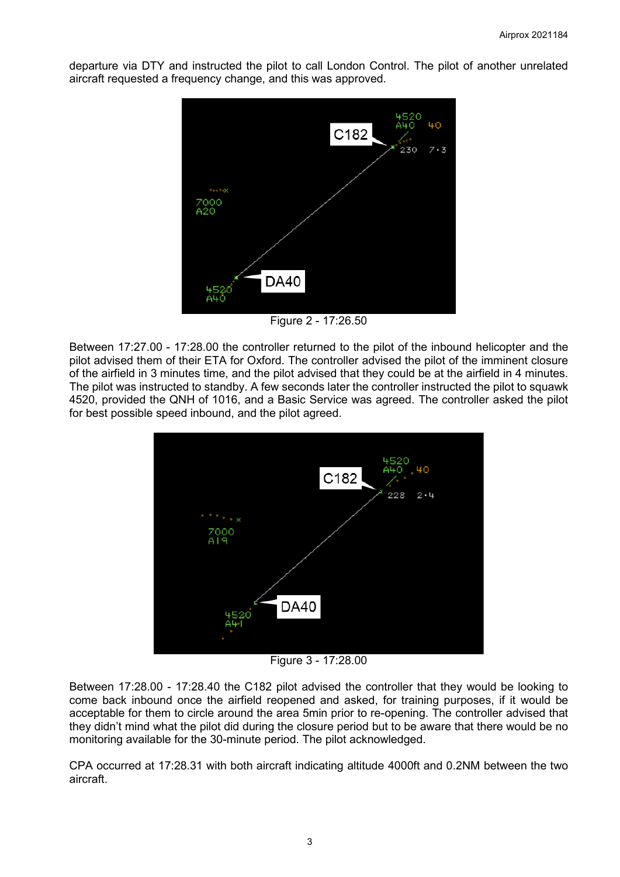departure via DTY and instructed the pilot to call London Control. The pilot of another unrelated aircraft requested a frequency change, and this was approved.

Figure 2 - 17:26.50

Between 17:27.00 - 17:28.00 the controller returned to the pilot of the inbound helicopter and the pilot advised them of their ETA for Oxford. The controller advised the pilot of the imminent closure of the airfield in 3 minutes time, and the pilot advised that they could be at the airfield in 4 minutes. The pilot was instructed to standby. A few seconds later the controller instructed the pilot to squawk 4520, provided the QNH of 1016, and a Basic Service was agreed. The controller asked the pilot for best possible speed inbound, and the pilot agreed.

Figure 3 - 17:28.00

Between 17:28.00 - 17:28.40 the C182 pilot advised the controller that they would be looking to come back inbound once the airfield reopened and asked, for training purposes, if it would be acceptable for them to circle around the area 5min prior to re-opening. The controller advised that they didn't mind what the pilot did during the closure period but to be aware that there would be no monitoring available for the 30-minute period. The pilot acknowledged.

CPA occurred at 17:28.31 with both aircraft indicating altitude 4000ft and 0.2NM between the two aircraft.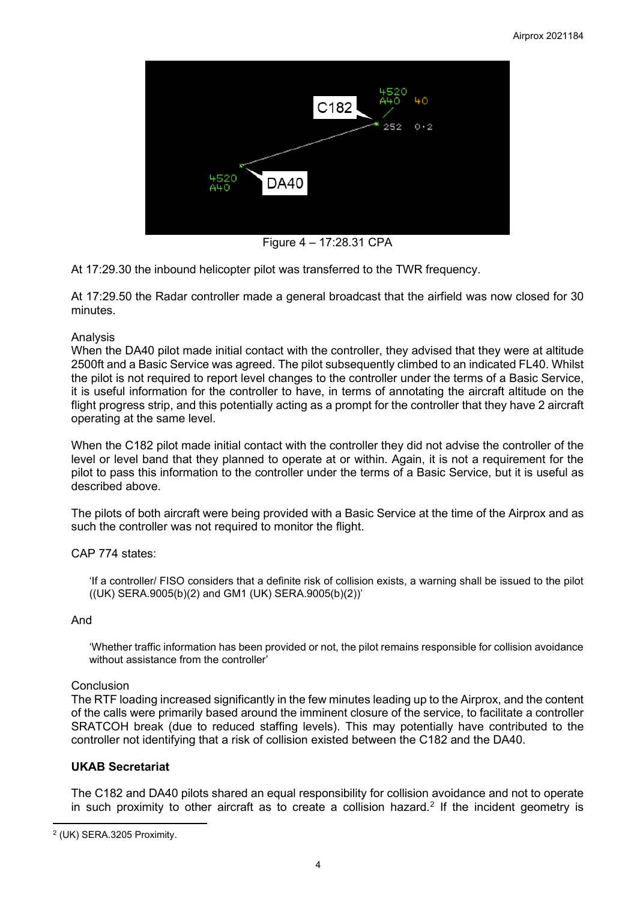Figure 4 – 17:28.31 CPA

At 17:29.30 the inbound helicopter pilot was transferred to the TWR frequency.

At 17:29.50 the Radar controller made a general broadcast that the airfield was now closed for 30 minutes.

Analysis
When the DA40 pilot made initial contact with the controller, they advised that they were at altitude 2500ft and a Basic Service was agreed. The pilot subsequently climbed to an indicated FL40. Whilst the pilot is not required to report level changes to the controller under the terms of a Basic Service, it is useful information for the controller to have, in terms of annotating the aircraft altitude on the flight progress strip, and this potentially acting as a prompt for the controller that they have 2 aircraft operating at the same level.

When the C182 pilot made initial contact with the controller they did not advise the controller of the level or level band that they planned to operate at or within. Again, it is not a requirement for the pilot to pass this information to the controller under the terms of a Basic Service, but it is useful as described above.

The pilots of both aircraft were being provided with a Basic Service at the time of the Airprox and as such the controller was not required to monitor the flight.

CAP 774 states:

> 'If a controller/ FISO considers that a definite risk of collision exists, a warning shall be issued to the pilot ((UK) SERA.9005(b)(2) and GM1 (UK) SERA.9005(b)(2))'

And

> 'Whether traffic information has been provided or not, the pilot remains responsible for collision avoidance without assistance from the controller'

Conclusion
The RTF loading increased significantly in the few minutes leading up to the Airprox, and the content of the calls were primarily based around the imminent closure of the service, to facilitate a controller SRATCOH break (due to reduced staffing levels). This may potentially have contributed to the controller not identifying that a risk of collision existed between the C182 and the DA40.

**UKAB Secretariat**

The C182 and DA40 pilots shared an equal responsibility for collision avoidance and not to operate in such proximity to other aircraft as to create a collision hazard.[2] If the incident geometry is

[2] (UK) SERA.3205 Proximity.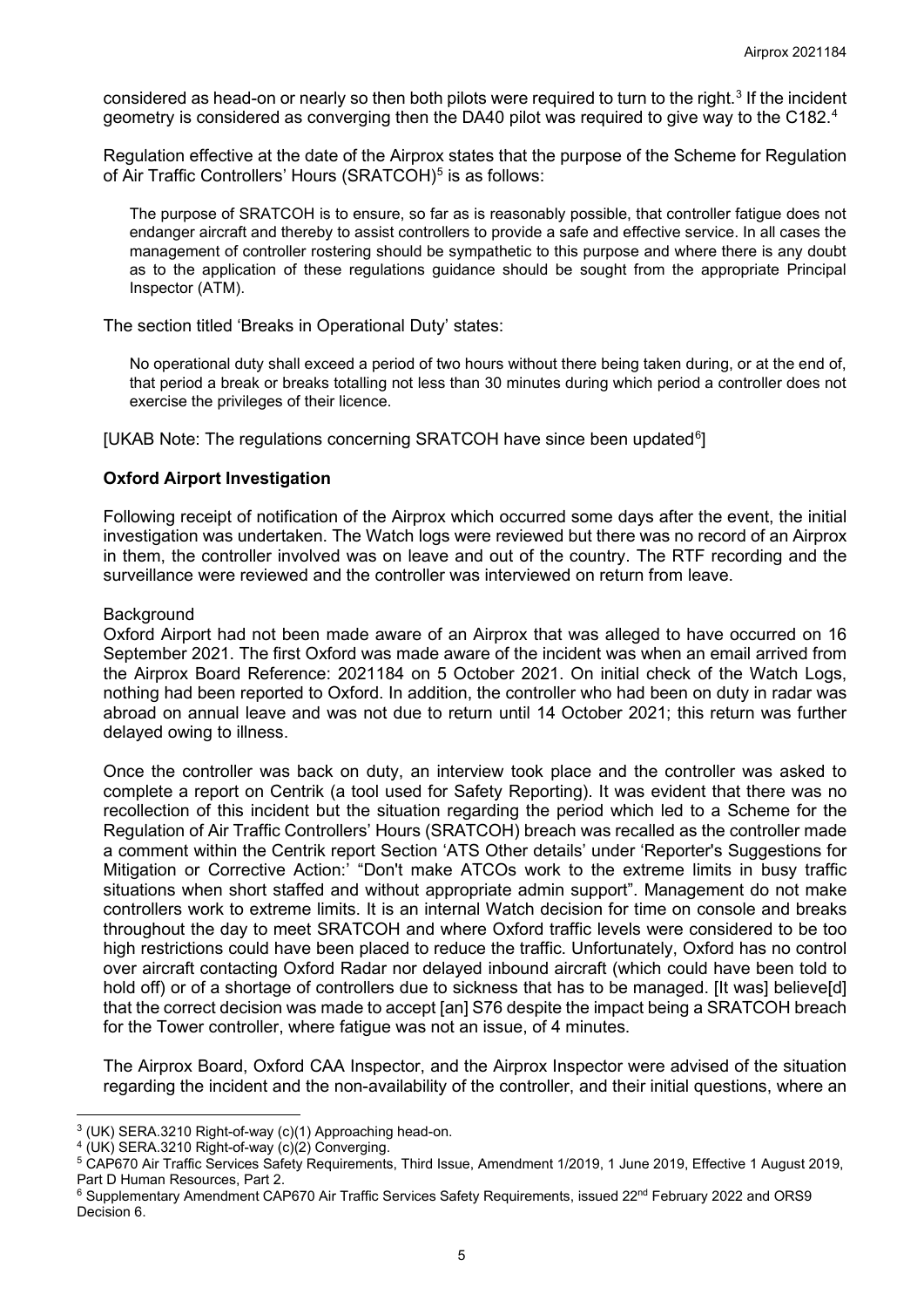considered as head-on or nearly so then both pilots were required to turn to the right.[3] If the incident geometry is considered as converging then the DA40 pilot was required to give way to the C182.[4]

Regulation effective at the date of the Airprox states that the purpose of the Scheme for Regulation of Air Traffic Controllers' Hours (SRATCOH)[5] is as follows:

> The purpose of SRATCOH is to ensure, so far as is reasonably possible, that controller fatigue does not endanger aircraft and thereby to assist controllers to provide a safe and effective service. In all cases the management of controller rostering should be sympathetic to this purpose and where there is any doubt as to the application of these regulations guidance should be sought from the appropriate Principal Inspector (ATM).

The section titled 'Breaks in Operational Duty' states:

> No operational duty shall exceed a period of two hours without there being taken during, or at the end of, that period a break or breaks totalling not less than 30 minutes during which period a controller does not exercise the privileges of their licence.

[UKAB Note: The regulations concerning SRATCOH have since been updated[6]]

## Oxford Airport Investigation

Following receipt of notification of the Airprox which occurred some days after the event, the initial investigation was undertaken. The Watch logs were reviewed but there was no record of an Airprox in them, the controller involved was on leave and out of the country. The RTF recording and the surveillance were reviewed and the controller was interviewed on return from leave.

Background

Oxford Airport had not been made aware of an Airprox that was alleged to have occurred on 16 September 2021. The first Oxford was made aware of the incident was when an email arrived from the Airprox Board Reference: 2021184 on 5 October 2021. On initial check of the Watch Logs, nothing had been reported to Oxford. In addition, the controller who had been on duty in radar was abroad on annual leave and was not due to return until 14 October 2021; this return was further delayed owing to illness.

Once the controller was back on duty, an interview took place and the controller was asked to complete a report on Centrik (a tool used for Safety Reporting). It was evident that there was no recollection of this incident but the situation regarding the period which led to a Scheme for the Regulation of Air Traffic Controllers' Hours (SRATCOH) breach was recalled as the controller made a comment within the Centrik report Section 'ATS Other details' under 'Reporter's Suggestions for Mitigation or Corrective Action:' "Don't make ATCOs work to the extreme limits in busy traffic situations when short staffed and without appropriate admin support". Management do not make controllers work to extreme limits. It is an internal Watch decision for time on console and breaks throughout the day to meet SRATCOH and where Oxford traffic levels were considered to be too high restrictions could have been placed to reduce the traffic. Unfortunately, Oxford has no control over aircraft contacting Oxford Radar nor delayed inbound aircraft (which could have been told to hold off) or of a shortage of controllers due to sickness that has to be managed. [It was] believe[d] that the correct decision was made to accept [an] S76 despite the impact being a SRATCOH breach for the Tower controller, where fatigue was not an issue, of 4 minutes.

The Airprox Board, Oxford CAA Inspector, and the Airprox Inspector were advised of the situation regarding the incident and the non-availability of the controller, and their initial questions, where an

---

[3] (UK) SERA.3210 Right-of-way (c)(1) Approaching head-on.

[4] (UK) SERA.3210 Right-of-way (c)(2) Converging.

[5] CAP670 Air Traffic Services Safety Requirements, Third Issue, Amendment 1/2019, 1 June 2019, Effective 1 August 2019, Part D Human Resources, Part 2.

[6] Supplementary Amendment CAP670 Air Traffic Services Safety Requirements, issued 22nd February 2022 and ORS9 Decision 6.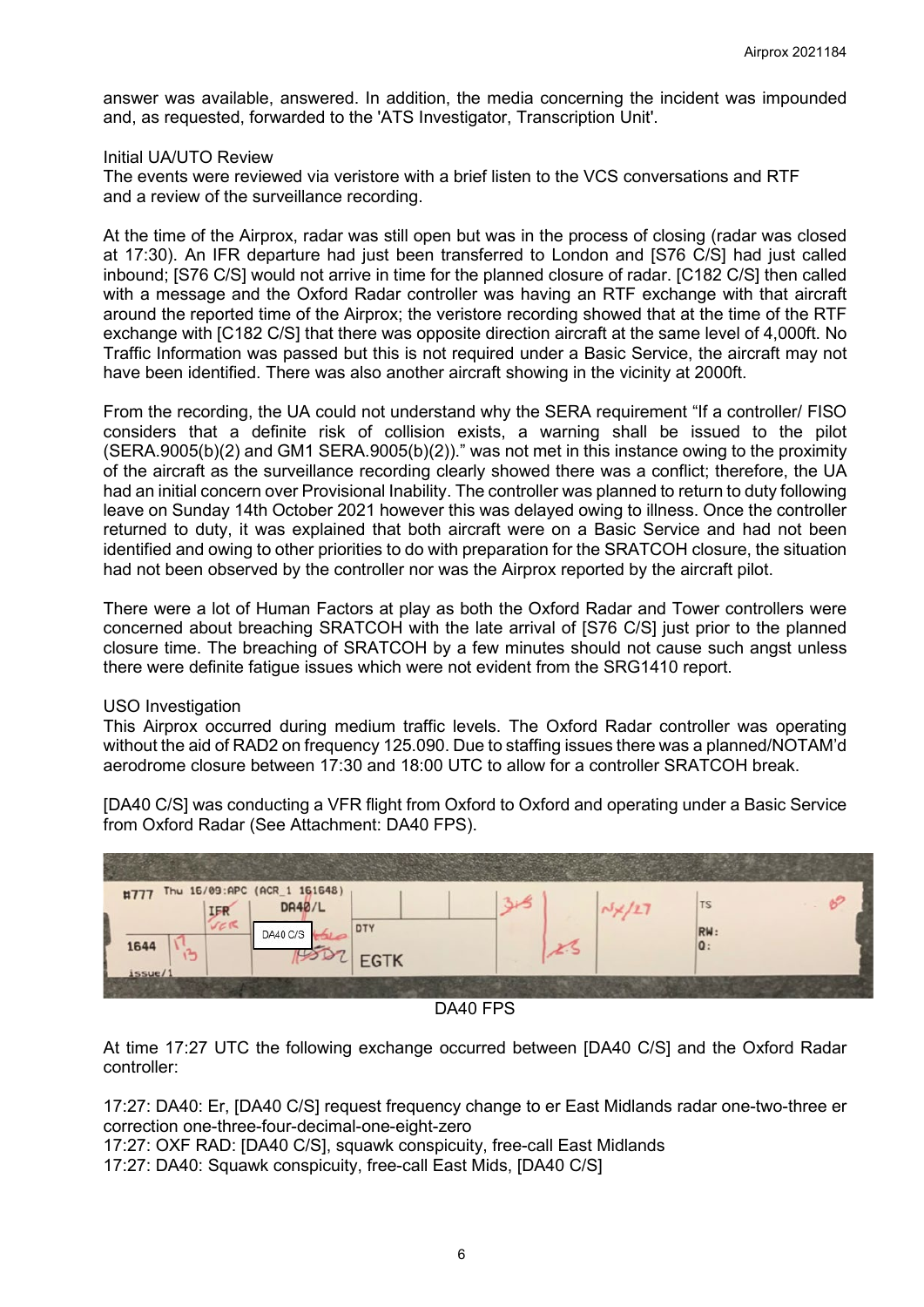answer was available, answered. In addition, the media concerning the incident was impounded and, as requested, forwarded to the 'ATS Investigator, Transcription Unit'.

Initial UA/UTO Review

The events were reviewed via veristore with a brief listen to the VCS conversations and RTF and a review of the surveillance recording.

At the time of the Airprox, radar was still open but was in the process of closing (radar was closed at 17:30). An IFR departure had just been transferred to London and [S76 C/S] had just called inbound; [S76 C/S] would not arrive in time for the planned closure of radar. [C182 C/S] then called with a message and the Oxford Radar controller was having an RTF exchange with that aircraft around the reported time of the Airprox; the veristore recording showed that at the time of the RTF exchange with [C182 C/S] that there was opposite direction aircraft at the same level of 4,000ft. No Traffic Information was passed but this is not required under a Basic Service, the aircraft may not have been identified. There was also another aircraft showing in the vicinity at 2000ft.

From the recording, the UA could not understand why the SERA requirement "If a controller/ FISO considers that a definite risk of collision exists, a warning shall be issued to the pilot (SERA.9005(b)(2) and GM1 SERA.9005(b)(2))." was not met in this instance owing to the proximity of the aircraft as the surveillance recording clearly showed there was a conflict; therefore, the UA had an initial concern over Provisional Inability. The controller was planned to return to duty following leave on Sunday 14th October 2021 however this was delayed owing to illness. Once the controller returned to duty, it was explained that both aircraft were on a Basic Service and had not been identified and owing to other priorities to do with preparation for the SRATCOH closure, the situation had not been observed by the controller nor was the Airprox reported by the aircraft pilot.

There were a lot of Human Factors at play as both the Oxford Radar and Tower controllers were concerned about breaching SRATCOH with the late arrival of [S76 C/S] just prior to the planned closure time. The breaching of SRATCOH by a few minutes should not cause such angst unless there were definite fatigue issues which were not evident from the SRG1410 report.

USO Investigation

This Airprox occurred during medium traffic levels. The Oxford Radar controller was operating without the aid of RAD2 on frequency 125.090. Due to staffing issues there was a planned/NOTAM'd aerodrome closure between 17:30 and 18:00 UTC to allow for a controller SRATCOH break.

[DA40 C/S] was conducting a VFR flight from Oxford to Oxford and operating under a Basic Service from Oxford Radar (See Attachment: DA40 FPS).

DA40 FPS

At time 17:27 UTC the following exchange occurred between [DA40 C/S] and the Oxford Radar controller:

17:27: DA40: Er, [DA40 C/S] request frequency change to er East Midlands radar one-two-three er correction one-three-four-decimal-one-eight-zero

17:27: OXF RAD: [DA40 C/S], squawk conspicuity, free-call East Midlands

17:27: DA40: Squawk conspicuity, free-call East Mids, [DA40 C/S]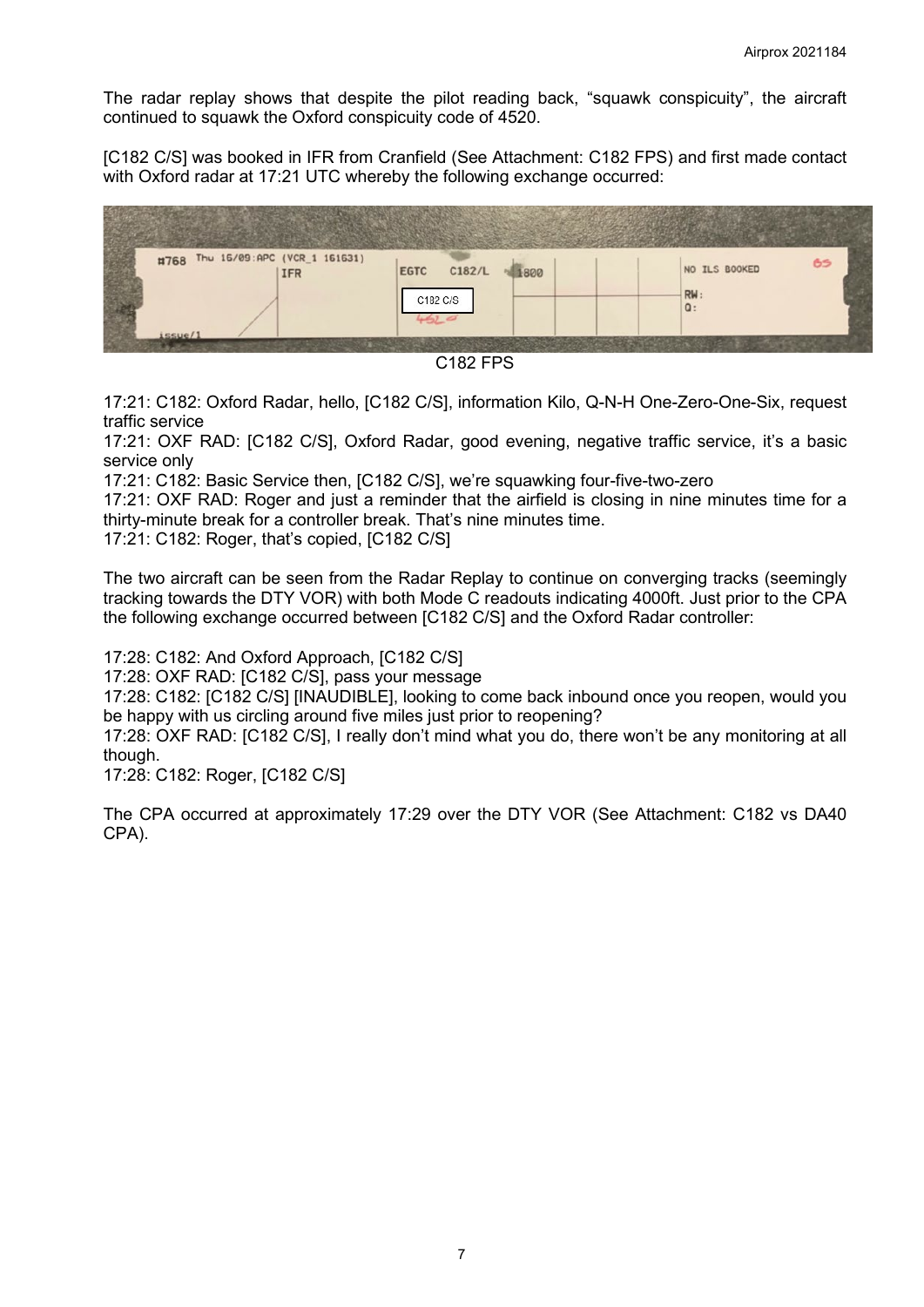The radar replay shows that despite the pilot reading back, "squawk conspicuity", the aircraft continued to squawk the Oxford conspicuity code of 4520.

[C182 C/S] was booked in IFR from Cranfield (See Attachment: C182 FPS) and first made contact with Oxford radar at 17:21 UTC whereby the following exchange occurred:

C182 FPS

17:21: C182: Oxford Radar, hello, [C182 C/S], information Kilo, Q-N-H One-Zero-One-Six, request traffic service

17:21: OXF RAD: [C182 C/S], Oxford Radar, good evening, negative traffic service, it's a basic service only

17:21: C182: Basic Service then, [C182 C/S], we're squawking four-five-two-zero

17:21: OXF RAD: Roger and just a reminder that the airfield is closing in nine minutes time for a thirty-minute break for a controller break. That's nine minutes time.

17:21: C182: Roger, that's copied, [C182 C/S]

The two aircraft can be seen from the Radar Replay to continue on converging tracks (seemingly tracking towards the DTY VOR) with both Mode C readouts indicating 4000ft. Just prior to the CPA the following exchange occurred between [C182 C/S] and the Oxford Radar controller:

17:28: C182: And Oxford Approach, [C182 C/S]

17:28: OXF RAD: [C182 C/S], pass your message

17:28: C182: [C182 C/S] [INAUDIBLE], looking to come back inbound once you reopen, would you be happy with us circling around five miles just prior to reopening?

17:28: OXF RAD: [C182 C/S], I really don't mind what you do, there won't be any monitoring at all though.

17:28: C182: Roger, [C182 C/S]

The CPA occurred at approximately 17:29 over the DTY VOR (See Attachment: C182 vs DA40 CPA).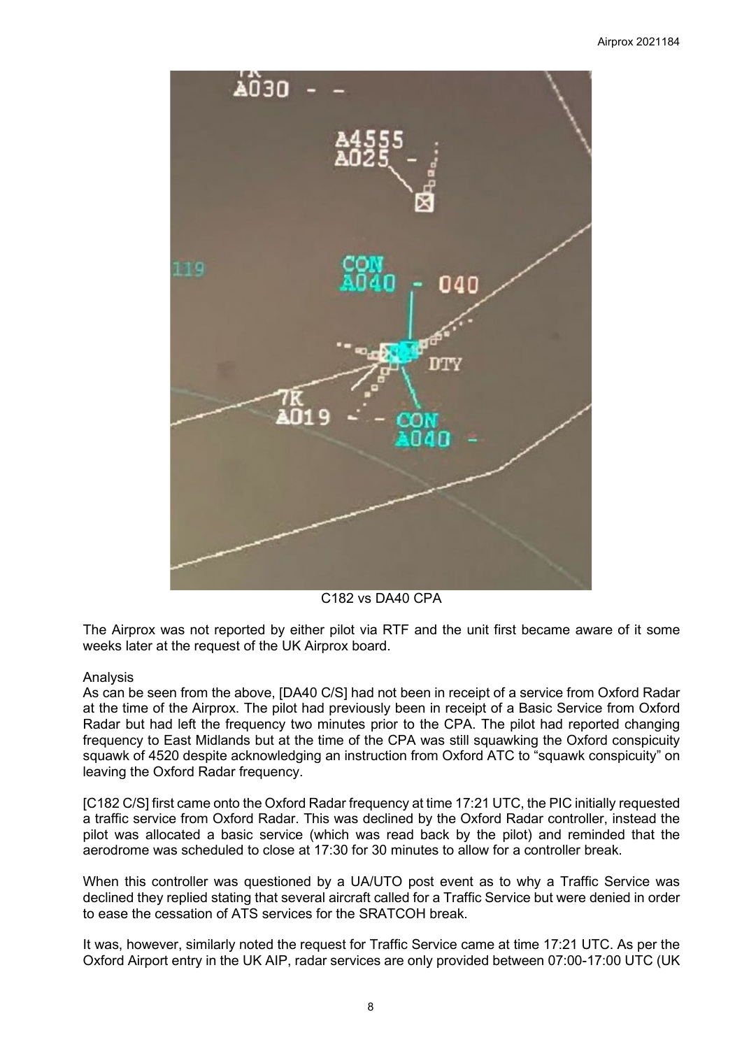C182 vs DA40 CPA

The Airprox was not reported by either pilot via RTF and the unit first became aware of it some weeks later at the request of the UK Airprox board.

Analysis

As can be seen from the above, [DA40 C/S] had not been in receipt of a service from Oxford Radar at the time of the Airprox. The pilot had previously been in receipt of a Basic Service from Oxford Radar but had left the frequency two minutes prior to the CPA. The pilot had reported changing frequency to East Midlands but at the time of the CPA was still squawking the Oxford conspicuity squawk of 4520 despite acknowledging an instruction from Oxford ATC to "squawk conspicuity" on leaving the Oxford Radar frequency.

[C182 C/S] first came onto the Oxford Radar frequency at time 17:21 UTC, the PIC initially requested a traffic service from Oxford Radar. This was declined by the Oxford Radar controller, instead the pilot was allocated a basic service (which was read back by the pilot) and reminded that the aerodrome was scheduled to close at 17:30 for 30 minutes to allow for a controller break.

When this controller was questioned by a UA/UTO post event as to why a Traffic Service was declined they replied stating that several aircraft called for a Traffic Service but were denied in order to ease the cessation of ATS services for the SRATCOH break.

It was, however, similarly noted the request for Traffic Service came at time 17:21 UTC. As per the Oxford Airport entry in the UK AIP, radar services are only provided between 07:00-17:00 UTC (UK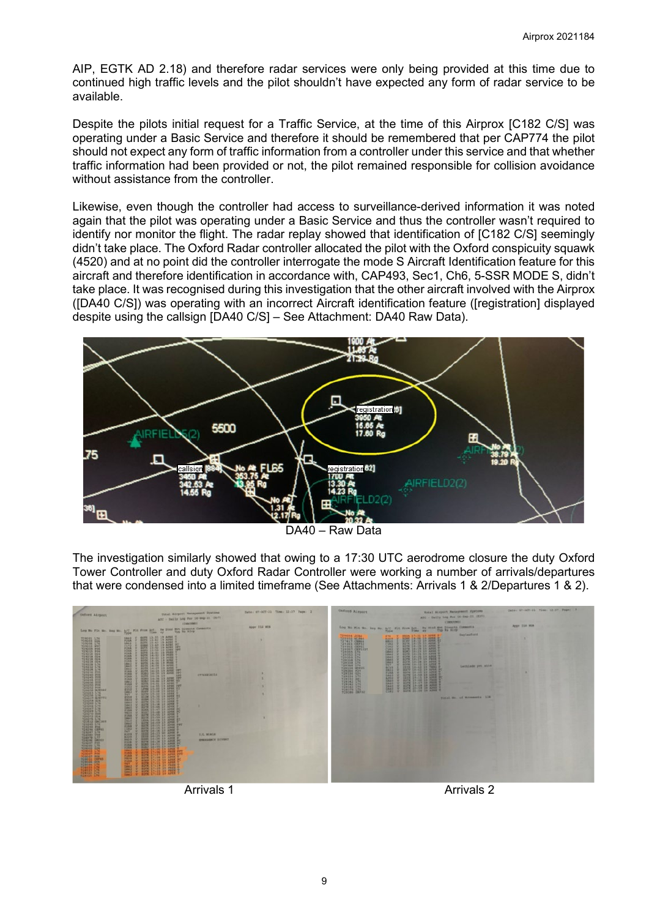AIP, EGTK AD 2.18) and therefore radar services were only being provided at this time due to continued high traffic levels and the pilot shouldn't have expected any form of radar service to be available.

Despite the pilots initial request for a Traffic Service, at the time of this Airprox [C182 C/S] was operating under a Basic Service and therefore it should be remembered that per CAP774 the pilot should not expect any form of traffic information from a controller under this service and that whether traffic information had been provided or not, the pilot remained responsible for collision avoidance without assistance from the controller.

Likewise, even though the controller had access to surveillance-derived information it was noted again that the pilot was operating under a Basic Service and thus the controller wasn't required to identify nor monitor the flight. The radar replay showed that identification of [C182 C/S] seemingly didn't take place. The Oxford Radar controller allocated the pilot with the Oxford conspicuity squawk (4520) and at no point did the controller interrogate the mode S Aircraft Identification feature for this aircraft and therefore identification in accordance with, CAP493, Sec1, Ch6, 5-SSR MODE S, didn't take place. It was recognised during this investigation that the other aircraft involved with the Airprox ([DA40 C/S]) was operating with an incorrect Aircraft identification feature ([registration] displayed despite using the callsign [DA40 C/S] – See Attachment: DA40 Raw Data).

DA40 – Raw Data

The investigation similarly showed that owing to a 17:30 UTC aerodrome closure the duty Oxford Tower Controller and duty Oxford Radar Controller were working a number of arrivals/departures that were condensed into a limited timeframe (See Attachments: Arrivals 1 & 2/Departures 1 & 2).

Arrivals 1

Arrivals 2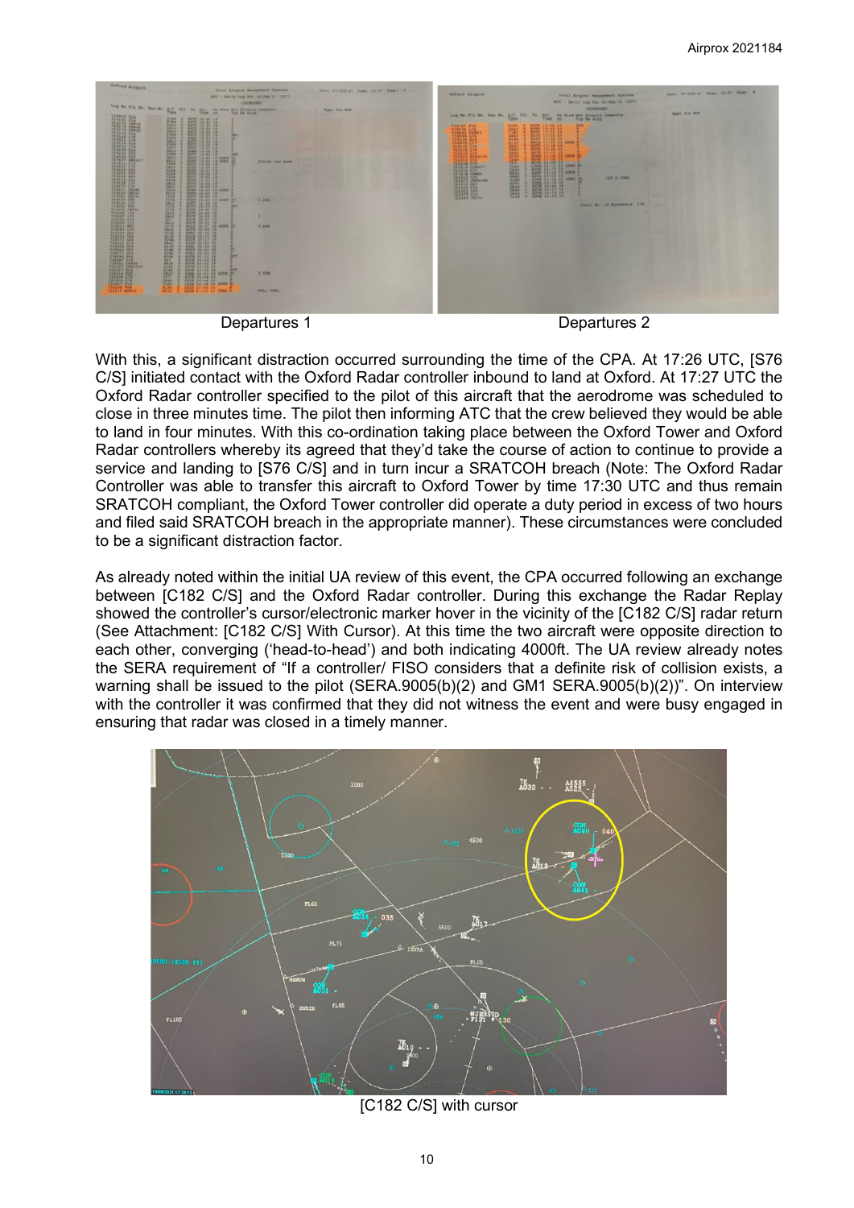Departures 1

Departures 2

With this, a significant distraction occurred surrounding the time of the CPA. At 17:26 UTC, [S76 C/S] initiated contact with the Oxford Radar controller inbound to land at Oxford. At 17:27 UTC the Oxford Radar controller specified to the pilot of this aircraft that the aerodrome was scheduled to close in three minutes time. The pilot then informing ATC that the crew believed they would be able to land in four minutes. With this co-ordination taking place between the Oxford Tower and Oxford Radar controllers whereby its agreed that they'd take the course of action to continue to provide a service and landing to [S76 C/S] and in turn incur a SRATCOH breach (Note: The Oxford Radar Controller was able to transfer this aircraft to Oxford Tower by time 17:30 UTC and thus remain SRATCOH compliant, the Oxford Tower controller did operate a duty period in excess of two hours and filed said SRATCOH breach in the appropriate manner). These circumstances were concluded to be a significant distraction factor.

As already noted within the initial UA review of this event, the CPA occurred following an exchange between [C182 C/S] and the Oxford Radar controller. During this exchange the Radar Replay showed the controller's cursor/electronic marker hover in the vicinity of the [C182 C/S] radar return (See Attachment: [C182 C/S] With Cursor). At this time the two aircraft were opposite direction to each other, converging ('head-to-head') and both indicating 4000ft. The UA review already notes the SERA requirement of "If a controller/ FISO considers that a definite risk of collision exists, a warning shall be issued to the pilot (SERA.9005(b)(2) and GM1 SERA.9005(b)(2))". On interview with the controller it was confirmed that they did not witness the event and were busy engaged in ensuring that radar was closed in a timely manner.

[C182 C/S] with cursor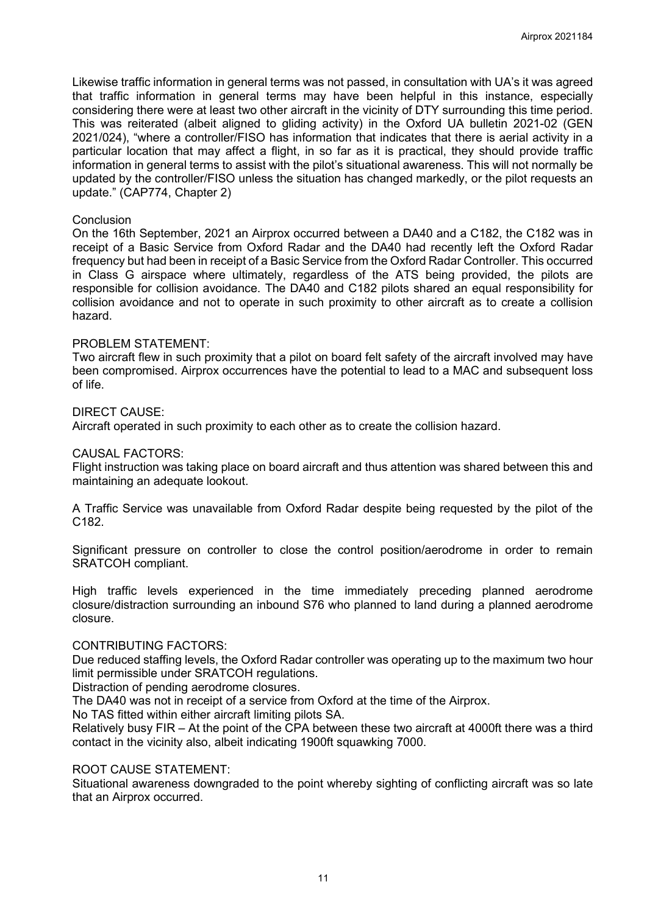Likewise traffic information in general terms was not passed, in consultation with UA's it was agreed that traffic information in general terms may have been helpful in this instance, especially considering there were at least two other aircraft in the vicinity of DTY surrounding this time period. This was reiterated (albeit aligned to gliding activity) in the Oxford UA bulletin 2021-02 (GEN 2021/024), "where a controller/FISO has information that indicates that there is aerial activity in a particular location that may affect a flight, in so far as it is practical, they should provide traffic information in general terms to assist with the pilot's situational awareness. This will not normally be updated by the controller/FISO unless the situation has changed markedly, or the pilot requests an update." (CAP774, Chapter 2)

Conclusion

On the 16th September, 2021 an Airprox occurred between a DA40 and a C182, the C182 was in receipt of a Basic Service from Oxford Radar and the DA40 had recently left the Oxford Radar frequency but had been in receipt of a Basic Service from the Oxford Radar Controller. This occurred in Class G airspace where ultimately, regardless of the ATS being provided, the pilots are responsible for collision avoidance. The DA40 and C182 pilots shared an equal responsibility for collision avoidance and not to operate in such proximity to other aircraft as to create a collision hazard.

PROBLEM STATEMENT:

Two aircraft flew in such proximity that a pilot on board felt safety of the aircraft involved may have been compromised. Airprox occurrences have the potential to lead to a MAC and subsequent loss of life.

DIRECT CAUSE:

Aircraft operated in such proximity to each other as to create the collision hazard.

CAUSAL FACTORS:

Flight instruction was taking place on board aircraft and thus attention was shared between this and maintaining an adequate lookout.

A Traffic Service was unavailable from Oxford Radar despite being requested by the pilot of the C182.

Significant pressure on controller to close the control position/aerodrome in order to remain SRATCOH compliant.

High traffic levels experienced in the time immediately preceding planned aerodrome closure/distraction surrounding an inbound S76 who planned to land during a planned aerodrome closure.

CONTRIBUTING FACTORS:

Due reduced staffing levels, the Oxford Radar controller was operating up to the maximum two hour limit permissible under SRATCOH regulations.

Distraction of pending aerodrome closures.

The DA40 was not in receipt of a service from Oxford at the time of the Airprox.

No TAS fitted within either aircraft limiting pilots SA.

Relatively busy FIR – At the point of the CPA between these two aircraft at 4000ft there was a third contact in the vicinity also, albeit indicating 1900ft squawking 7000.

ROOT CAUSE STATEMENT:

Situational awareness downgraded to the point whereby sighting of conflicting aircraft was so late that an Airprox occurred.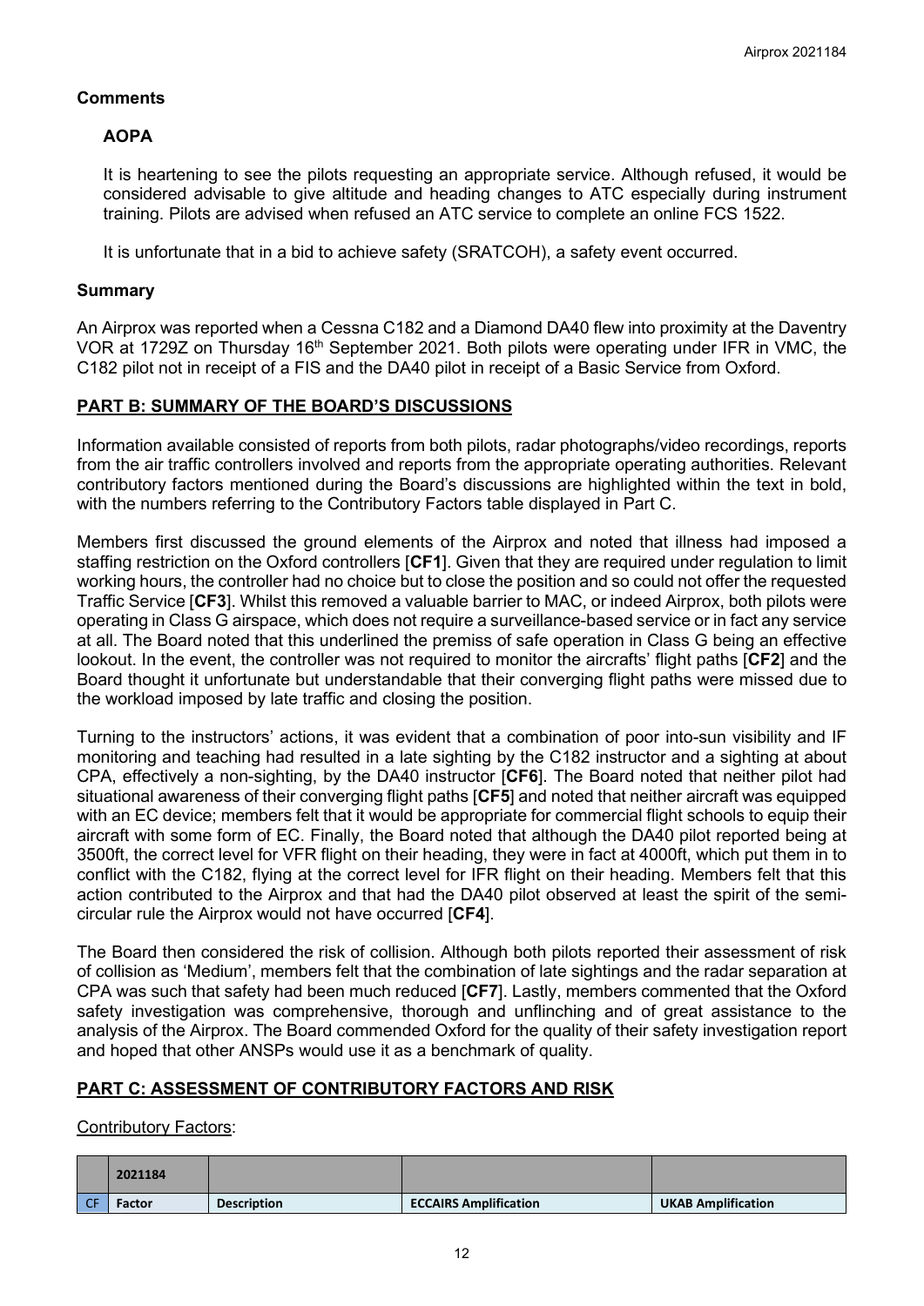## Comments

### AOPA

It is heartening to see the pilots requesting an appropriate service. Although refused, it would be considered advisable to give altitude and heading changes to ATC especially during instrument training. Pilots are advised when refused an ATC service to complete an online FCS 1522.

It is unfortunate that in a bid to achieve safety (SRATCOH), a safety event occurred.

## Summary

An Airprox was reported when a Cessna C182 and a Diamond DA40 flew into proximity at the Daventry VOR at 1729Z on Thursday 16th September 2021. Both pilots were operating under IFR in VMC, the C182 pilot not in receipt of a FIS and the DA40 pilot in receipt of a Basic Service from Oxford.

## PART B: SUMMARY OF THE BOARD'S DISCUSSIONS

Information available consisted of reports from both pilots, radar photographs/video recordings, reports from the air traffic controllers involved and reports from the appropriate operating authorities. Relevant contributory factors mentioned during the Board's discussions are highlighted within the text in bold, with the numbers referring to the Contributory Factors table displayed in Part C.

Members first discussed the ground elements of the Airprox and noted that illness had imposed a staffing restriction on the Oxford controllers [**CF1**]. Given that they are required under regulation to limit working hours, the controller had no choice but to close the position and so could not offer the requested Traffic Service [**CF3**]. Whilst this removed a valuable barrier to MAC, or indeed Airprox, both pilots were operating in Class G airspace, which does not require a surveillance-based service or in fact any service at all. The Board noted that this underlined the premiss of safe operation in Class G being an effective lookout. In the event, the controller was not required to monitor the aircrafts' flight paths [**CF2**] and the Board thought it unfortunate but understandable that their converging flight paths were missed due to the workload imposed by late traffic and closing the position.

Turning to the instructors' actions, it was evident that a combination of poor into-sun visibility and IF monitoring and teaching had resulted in a late sighting by the C182 instructor and a sighting at about CPA, effectively a non-sighting, by the DA40 instructor [**CF6**]. The Board noted that neither pilot had situational awareness of their converging flight paths [**CF5**] and noted that neither aircraft was equipped with an EC device; members felt that it would be appropriate for commercial flight schools to equip their aircraft with some form of EC. Finally, the Board noted that although the DA40 pilot reported being at 3500ft, the correct level for VFR flight on their heading, they were in fact at 4000ft, which put them in to conflict with the C182, flying at the correct level for IFR flight on their heading. Members felt that this action contributed to the Airprox and that had the DA40 pilot observed at least the spirit of the semi-circular rule the Airprox would not have occurred [**CF4**].

The Board then considered the risk of collision. Although both pilots reported their assessment of risk of collision as 'Medium', members felt that the combination of late sightings and the radar separation at CPA was such that safety had been much reduced [**CF7**]. Lastly, members commented that the Oxford safety investigation was comprehensive, thorough and unflinching and of great assistance to the analysis of the Airprox. The Board commended Oxford for the quality of their safety investigation report and hoped that other ANSPs would use it as a benchmark of quality.

## PART C: ASSESSMENT OF CONTRIBUTORY FACTORS AND RISK

Contributory Factors:

| | 2021184 | | | |
|---|---|---|---|---|
| CF | Factor | Description | ECCAIRS Amplification | UKAB Amplification |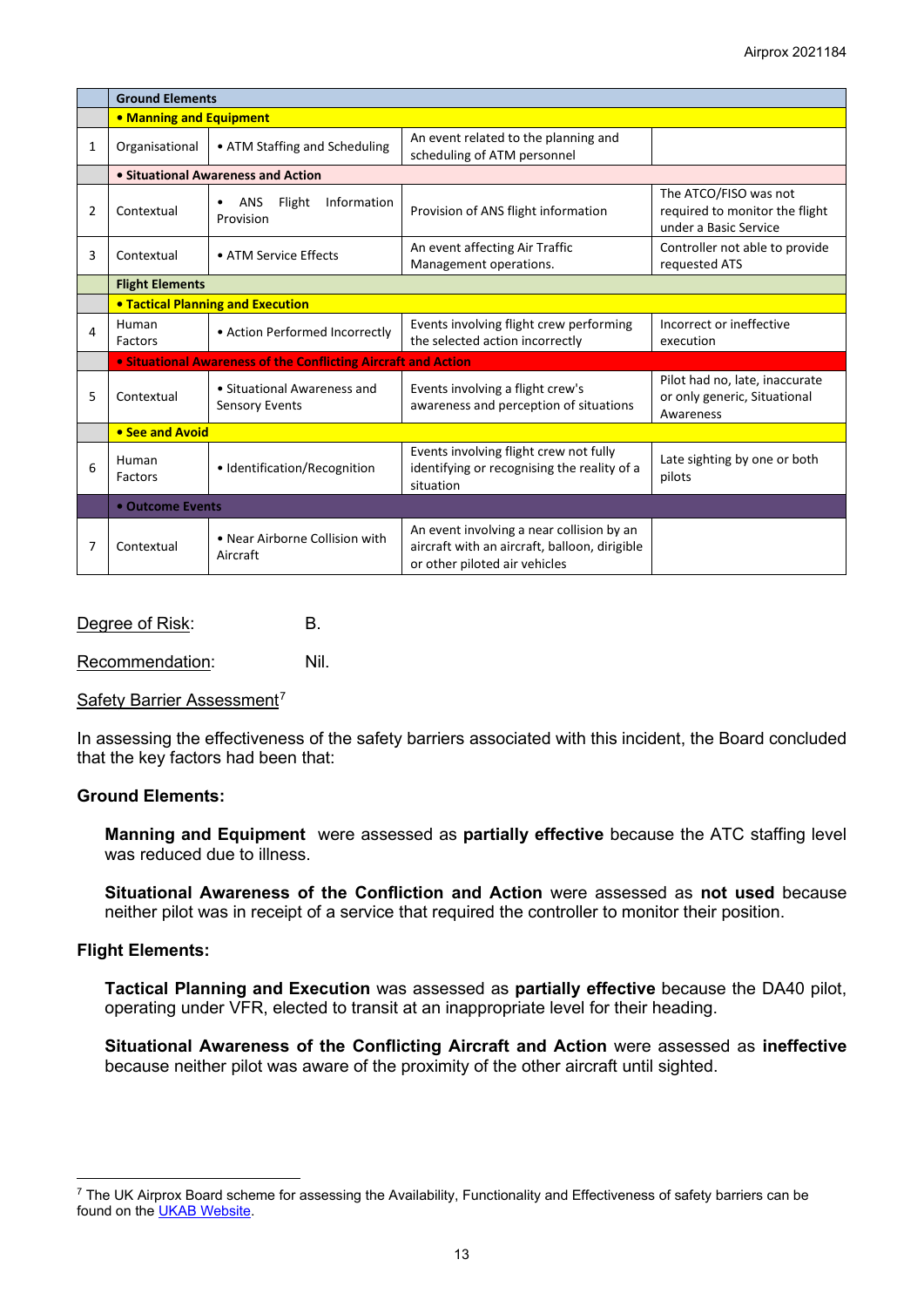| | Ground Elements | | | |
|---|---|---|---|---|
| | • Manning and Equipment | | | |
| 1 | Organisational | • ATM Staffing and Scheduling | An event related to the planning and scheduling of ATM personnel | |
| | • Situational Awareness and Action | | | |
| 2 | Contextual | • ANS Flight Information Provision | Provision of ANS flight information | The ATCO/FISO was not required to monitor the flight under a Basic Service |
| 3 | Contextual | • ATM Service Effects | An event affecting Air Traffic Management operations. | Controller not able to provide requested ATS |
| | Flight Elements | | | |
| | • Tactical Planning and Execution | | | |
| 4 | Human Factors | • Action Performed Incorrectly | Events involving flight crew performing the selected action incorrectly | Incorrect or ineffective execution |
| | • Situational Awareness of the Conflicting Aircraft and Action | | | |
| 5 | Contextual | • Situational Awareness and Sensory Events | Events involving a flight crew's awareness and perception of situations | Pilot had no, late, inaccurate or only generic, Situational Awareness |
| | • See and Avoid | | | |
| 6 | Human Factors | • Identification/Recognition | Events involving flight crew not fully identifying or recognising the reality of a situation | Late sighting by one or both pilots |
| | • Outcome Events | | | |
| 7 | Contextual | • Near Airborne Collision with Aircraft | An event involving a near collision by an aircraft with an aircraft, balloon, dirigible or other piloted air vehicles | |

Degree of Risk: B.

Recommendation: Nil.

Safety Barrier Assessment[7]

In assessing the effectiveness of the safety barriers associated with this incident, the Board concluded that the key factors had been that:

**Ground Elements:**

**Manning and Equipment** were assessed as **partially effective** because the ATC staffing level was reduced due to illness.

**Situational Awareness of the Confliction and Action** were assessed as **not used** because neither pilot was in receipt of a service that required the controller to monitor their position.

**Flight Elements:**

**Tactical Planning and Execution** was assessed as **partially effective** because the DA40 pilot, operating under VFR, elected to transit at an inappropriate level for their heading.

**Situational Awareness of the Conflicting Aircraft and Action** were assessed as **ineffective** because neither pilot was aware of the proximity of the other aircraft until sighted.

---

[7] The UK Airprox Board scheme for assessing the Availability, Functionality and Effectiveness of safety barriers can be found on the UKAB Website.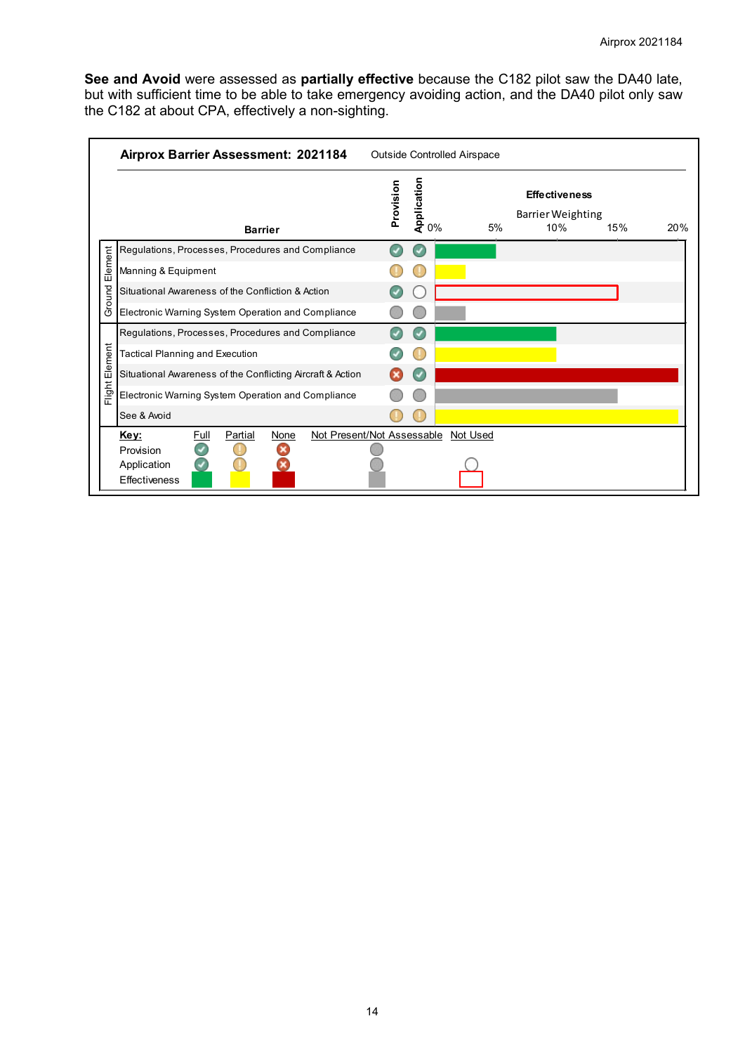**See and Avoid** were assessed as **partially effective** because the C182 pilot saw the DA40 late, but with sufficient time to be able to take emergency avoiding action, and the DA40 pilot only saw the C182 at about CPA, effectively a non-sighting.

**Airprox Barrier Assessment: 2021184** Outside Controlled Airspace

Barrier

Provision

Application

Effectiveness

Barrier Weighting

0% 5% 10% 15% 20%

Ground Element

Regulations, Processes, Procedures and Compliance

Manning & Equipment

Situational Awareness of the Confliction & Action

Electronic Warning System Operation and Compliance

Flight Element

Regulations, Processes, Procedures and Compliance

Tactical Planning and Execution

Situational Awareness of the Conflicting Aircraft & Action

Electronic Warning System Operation and Compliance

See & Avoid

**Key:** Full Partial None Not Present/Not Assessable Not Used

Provision

Application

Effectiveness